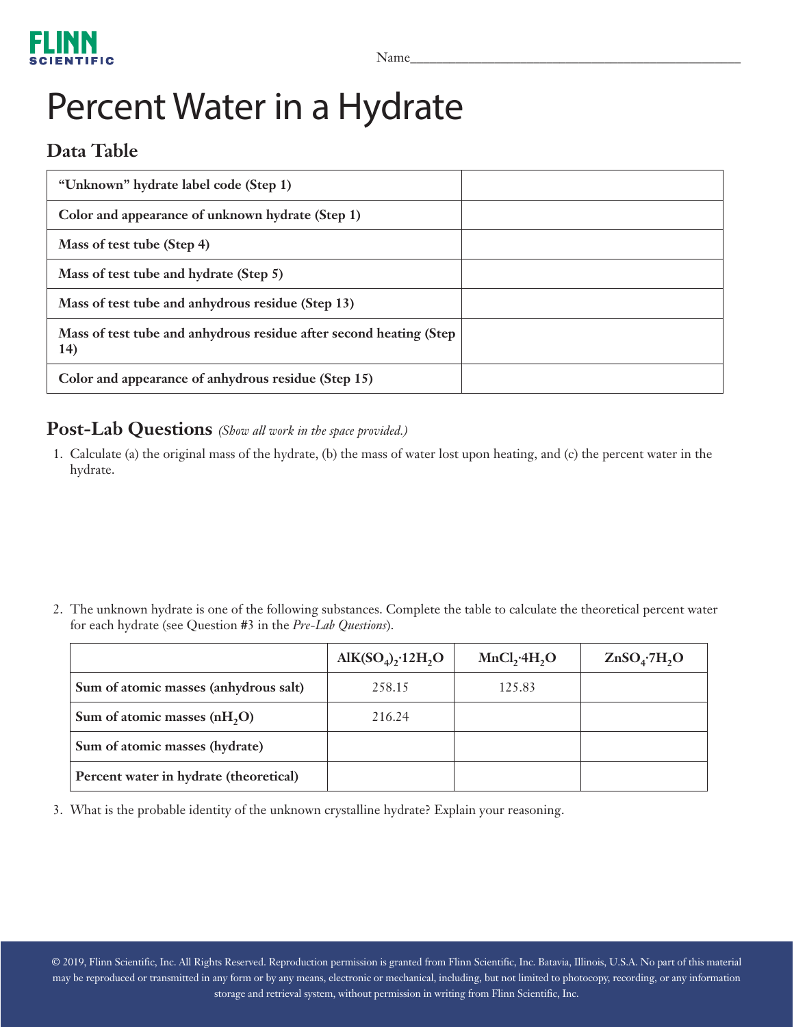Name_______________________________________________

# Percent Water in a Hydrate

## Data Table

| | |
|---|---|
| **"Unknown" hydrate label code (Step 1)** | |
| **Color and appearance of unknown hydrate (Step 1)** | |
| **Mass of test tube (Step 4)** | |
| **Mass of test tube and hydrate (Step 5)** | |
| **Mass of test tube and anhydrous residue (Step 13)** | |
| **Mass of test tube and anhydrous residue after second heating (Step 14)** | |
| **Color and appearance of anhydrous residue (Step 15)** | |

## Post-Lab Questions *(Show all work in the space provided.)*

1. Calculate (a) the original mass of the hydrate, (b) the mass of water lost upon heating, and (c) the percent water in the hydrate.

2. The unknown hydrate is one of the following substances. Complete the table to calculate the theoretical percent water for each hydrate (see Question #3 in the *Pre-Lab Questions*).

| | $AlK(SO_4)_2{\cdot}12H_2O$ | $MnCl_2{\cdot}4H_2O$ | $ZnSO_4{\cdot}7H_2O$ |
|---|---|---|---|
| **Sum of atomic masses (anhydrous salt)** | 258.15 | 125.83 | |
| **Sum of atomic masses ($nH_2O$)** | 216.24 | | |
| **Sum of atomic masses (hydrate)** | | | |
| **Percent water in hydrate (theoretical)** | | | |

3. What is the probable identity of the unknown crystalline hydrate? Explain your reasoning.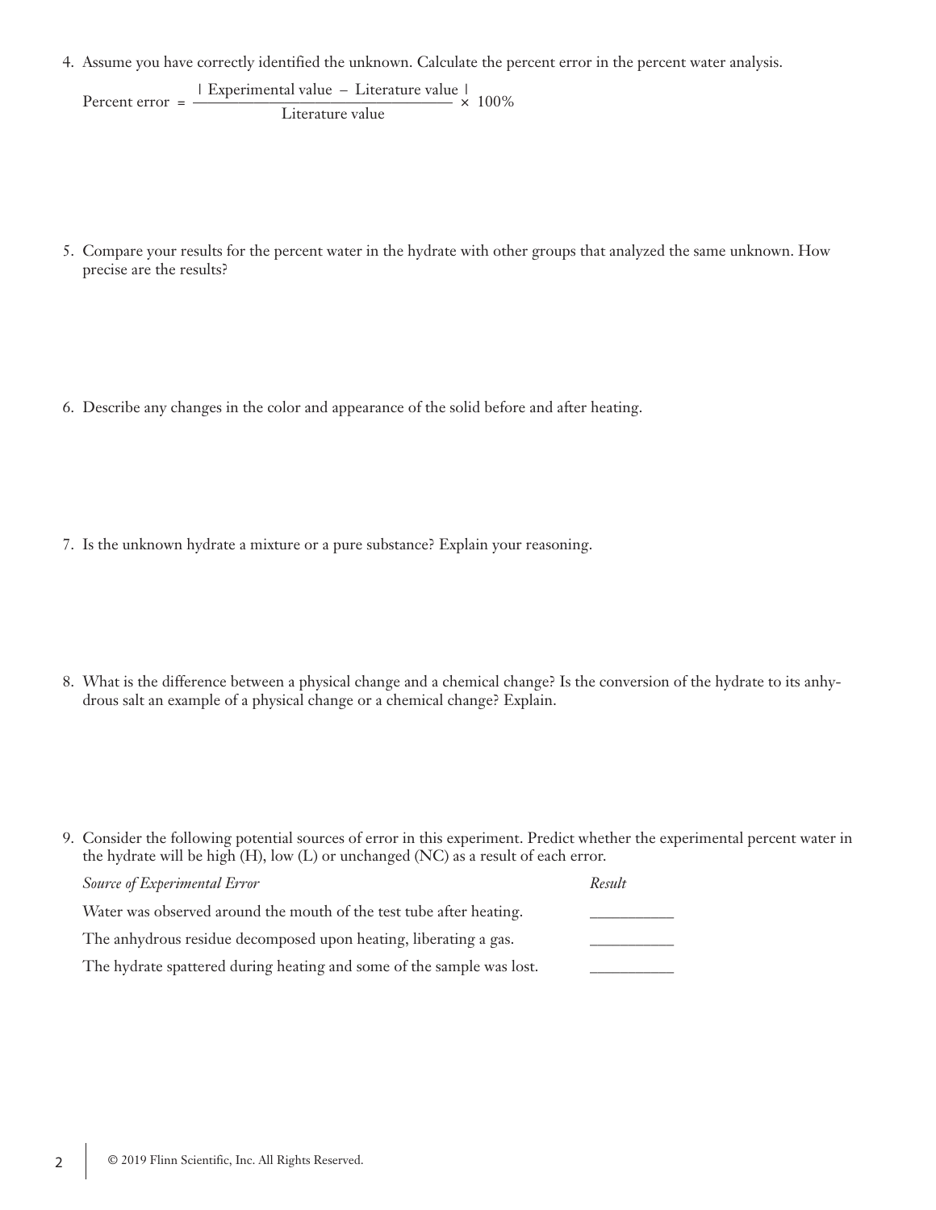4. Assume you have correctly identified the unknown. Calculate the percent error in the percent water analysis.

$$\text{Percent error} = \frac{|\text{Experimental value} - \text{Literature value}|}{\text{Literature value}} \times 100\%$$

5. Compare your results for the percent water in the hydrate with other groups that analyzed the same unknown. How precise are the results?

6. Describe any changes in the color and appearance of the solid before and after heating.

7. Is the unknown hydrate a mixture or a pure substance? Explain your reasoning.

8. What is the difference between a physical change and a chemical change? Is the conversion of the hydrate to its anhydrous salt an example of a physical change or a chemical change? Explain.

9. Consider the following potential sources of error in this experiment. Predict whether the experimental percent water in the hydrate will be high (H), low (L) or unchanged (NC) as a result of each error.

| *Source of Experimental Error* | *Result* |
|---|---|
| Water was observed around the mouth of the test tube after heating. | ________ |
| The anhydrous residue decomposed upon heating, liberating a gas. | ________ |
| The hydrate spattered during heating and some of the sample was lost. | ________ |

© 2019 Flinn Scientific, Inc. All Rights Reserved.